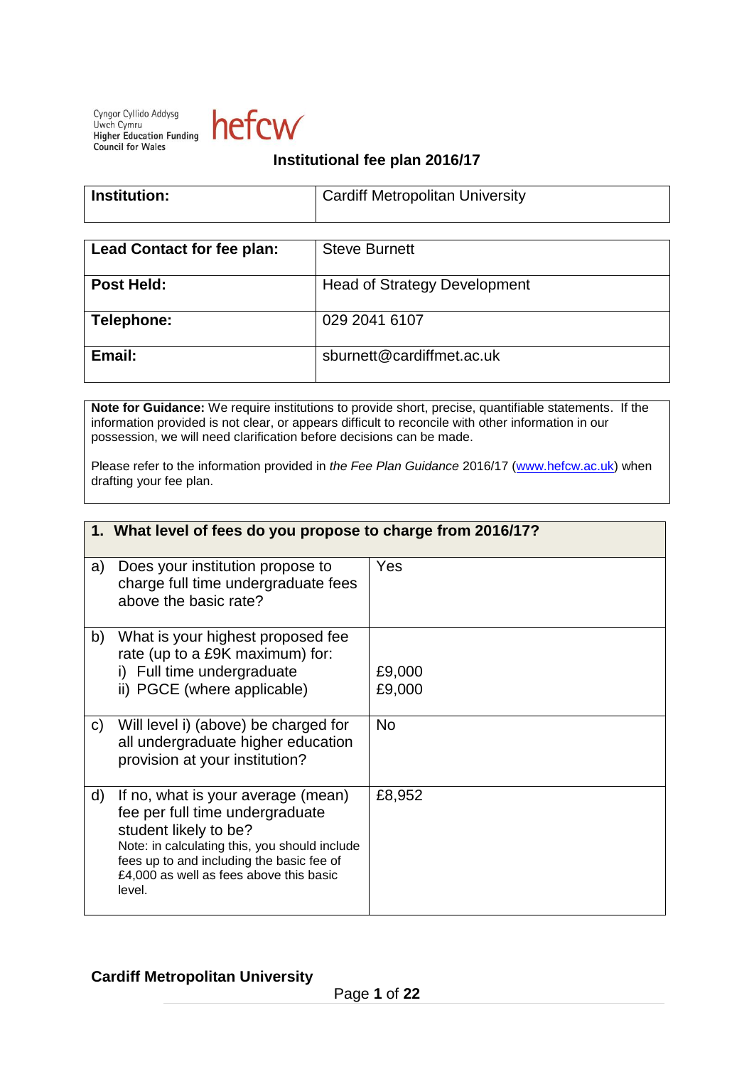Cyngor Cyllido Addysg Uwch Cymru
Higher Education Funding Council for Wales

hefcw

# Institutional fee plan 2016/17

| **Institution:** | Cardiff Metropolitan University |
|---|---|

| **Lead Contact for fee plan:** | Steve Burnett |
|---|---|
| **Post Held:** | Head of Strategy Development |
| **Telephone:** | 029 2041 6107 |
| **Email:** | sburnett@cardiffmet.ac.uk |

**Note for Guidance:** We require institutions to provide short, precise, quantifiable statements. If the information provided is not clear, or appears difficult to reconcile with other information in our possession, we will need clarification before decisions can be made.

Please refer to the information provided in *the Fee Plan Guidance* 2016/17 (www.hefcw.ac.uk) when drafting your fee plan.

| **1. What level of fees do you propose to charge from 2016/17?** | |
|---|---|
| a) Does your institution propose to charge full time undergraduate fees above the basic rate? | Yes |
| b) What is your highest proposed fee rate (up to a £9K maximum) for:<br>i) Full time undergraduate<br>ii) PGCE (where applicable) | <br>£9,000<br>£9,000 |
| c) Will level i) (above) be charged for all undergraduate higher education provision at your institution? | No |
| d) If no, what is your average (mean) fee per full time undergraduate student likely to be?<br>Note: in calculating this, you should include fees up to and including the basic fee of £4,000 as well as fees above this basic level. | £8,952 |

**Cardiff Metropolitan University**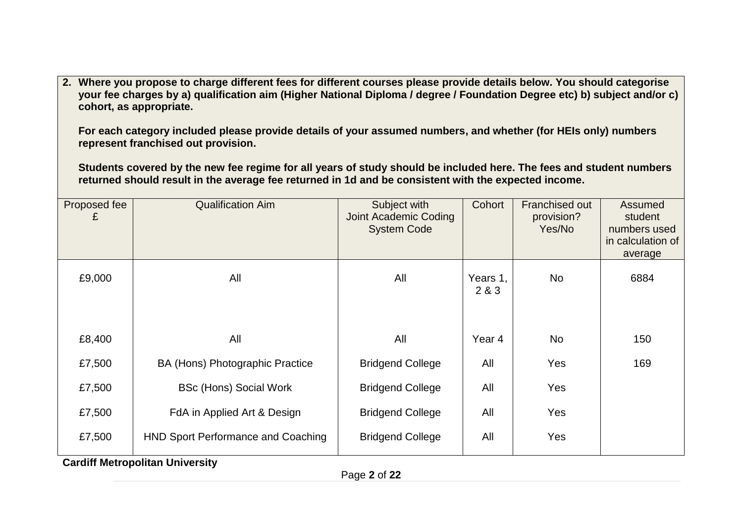**2. Where you propose to charge different fees for different courses please provide details below. You should categorise your fee charges by a) qualification aim (Higher National Diploma / degree / Foundation Degree etc) b) subject and/or c) cohort, as appropriate.**

**For each category included please provide details of your assumed numbers, and whether (for HEIs only) numbers represent franchised out provision.**

**Students covered by the new fee regime for all years of study should be included here. The fees and student numbers returned should result in the average fee returned in 1d and be consistent with the expected income.**

| Proposed fee £ | Qualification Aim | Subject with Joint Academic Coding System Code | Cohort | Franchised out provision? Yes/No | Assumed student numbers used in calculation of average |
|---|---|---|---|---|---|
| £9,000 | All | All | Years 1, 2 & 3 | No | 6884 |
| £8,400 | All | All | Year 4 | No | 150 |
| £7,500 | BA (Hons) Photographic Practice | Bridgend College | All | Yes | 169 |
| £7,500 | BSc (Hons) Social Work | Bridgend College | All | Yes | |
| £7,500 | FdA in Applied Art & Design | Bridgend College | All | Yes | |
| £7,500 | HND Sport Performance and Coaching | Bridgend College | All | Yes | |

**Cardiff Metropolitan University**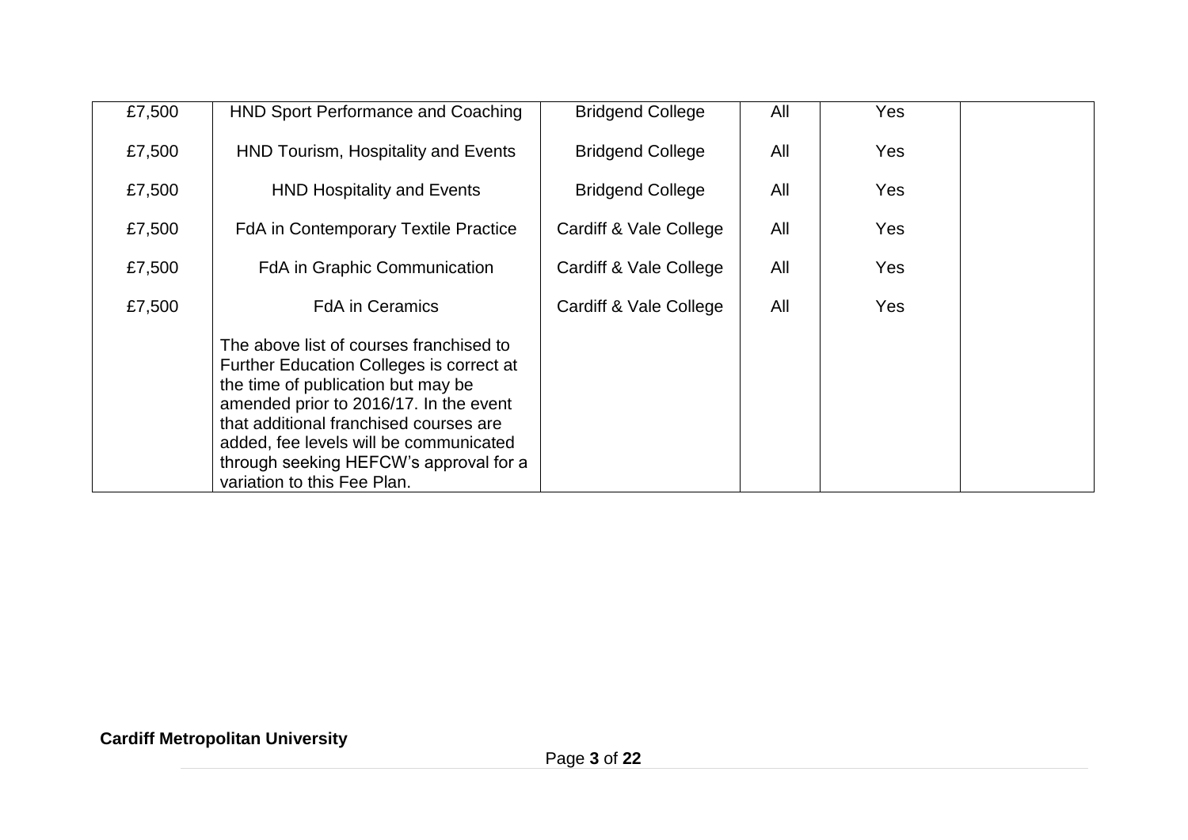| | | | | | |
|---|---|---|---|---|---|
| £7,500 | HND Sport Performance and Coaching | Bridgend College | All | Yes | |
| £7,500 | HND Tourism, Hospitality and Events | Bridgend College | All | Yes | |
| £7,500 | HND Hospitality and Events | Bridgend College | All | Yes | |
| £7,500 | FdA in Contemporary Textile Practice | Cardiff & Vale College | All | Yes | |
| £7,500 | FdA in Graphic Communication | Cardiff & Vale College | All | Yes | |
| £7,500 | FdA in Ceramics | Cardiff & Vale College | All | Yes | |
| | The above list of courses franchised to Further Education Colleges is correct at the time of publication but may be amended prior to 2016/17. In the event that additional franchised courses are added, fee levels will be communicated through seeking HEFCW's approval for a variation to this Fee Plan. | | | | |

**Cardiff Metropolitan University**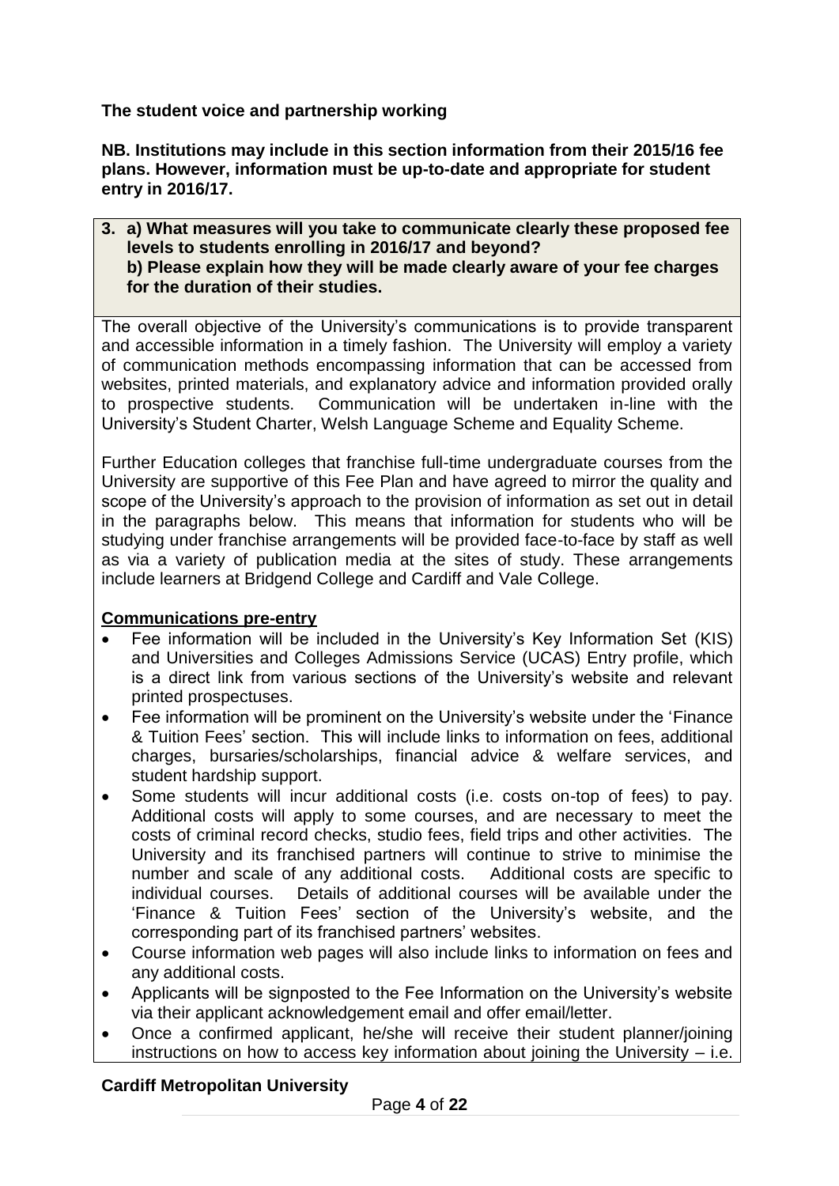**The student voice and partnership working**

**NB. Institutions may include in this section information from their 2015/16 fee plans. However, information must be up-to-date and appropriate for student entry in 2016/17.**

**3. a) What measures will you take to communicate clearly these proposed fee levels to students enrolling in 2016/17 and beyond?**
**b) Please explain how they will be made clearly aware of your fee charges for the duration of their studies.**

The overall objective of the University's communications is to provide transparent and accessible information in a timely fashion. The University will employ a variety of communication methods encompassing information that can be accessed from websites, printed materials, and explanatory advice and information provided orally to prospective students. Communication will be undertaken in-line with the University's Student Charter, Welsh Language Scheme and Equality Scheme.

Further Education colleges that franchise full-time undergraduate courses from the University are supportive of this Fee Plan and have agreed to mirror the quality and scope of the University's approach to the provision of information as set out in detail in the paragraphs below. This means that information for students who will be studying under franchise arrangements will be provided face-to-face by staff as well as via a variety of publication media at the sites of study. These arrangements include learners at Bridgend College and Cardiff and Vale College.

**Communications pre-entry**

- Fee information will be included in the University's Key Information Set (KIS) and Universities and Colleges Admissions Service (UCAS) Entry profile, which is a direct link from various sections of the University's website and relevant printed prospectuses.
- Fee information will be prominent on the University's website under the 'Finance & Tuition Fees' section. This will include links to information on fees, additional charges, bursaries/scholarships, financial advice & welfare services, and student hardship support.
- Some students will incur additional costs (i.e. costs on-top of fees) to pay. Additional costs will apply to some courses, and are necessary to meet the costs of criminal record checks, studio fees, field trips and other activities. The University and its franchised partners will continue to strive to minimise the number and scale of any additional costs. Additional costs are specific to individual courses. Details of additional courses will be available under the 'Finance & Tuition Fees' section of the University's website, and the corresponding part of its franchised partners' websites.
- Course information web pages will also include links to information on fees and any additional costs.
- Applicants will be signposted to the Fee Information on the University's website via their applicant acknowledgement email and offer email/letter.
- Once a confirmed applicant, he/she will receive their student planner/joining instructions on how to access key information about joining the University – i.e.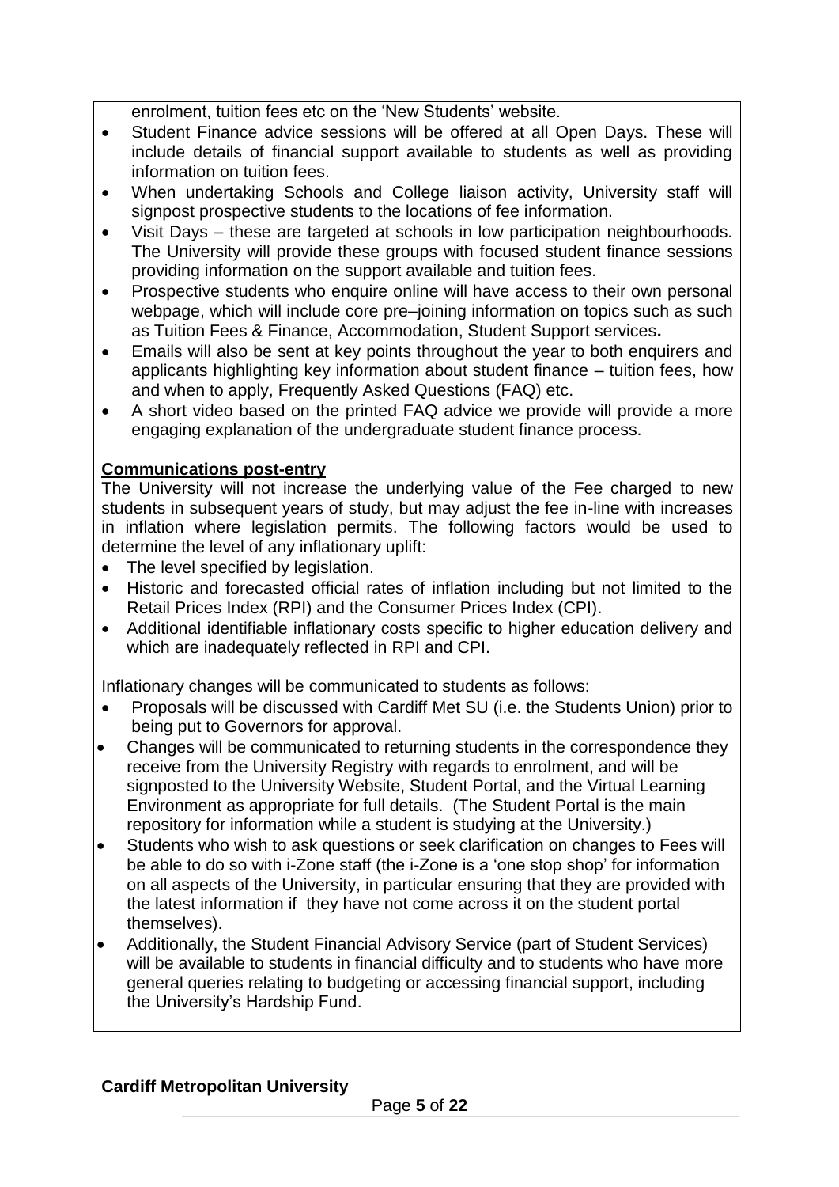enrolment, tuition fees etc on the 'New Students' website.

- Student Finance advice sessions will be offered at all Open Days. These will include details of financial support available to students as well as providing information on tuition fees.
- When undertaking Schools and College liaison activity, University staff will signpost prospective students to the locations of fee information.
- Visit Days – these are targeted at schools in low participation neighbourhoods. The University will provide these groups with focused student finance sessions providing information on the support available and tuition fees.
- Prospective students who enquire online will have access to their own personal webpage, which will include core pre–joining information on topics such as such as Tuition Fees & Finance, Accommodation, Student Support services**.**
- Emails will also be sent at key points throughout the year to both enquirers and applicants highlighting key information about student finance – tuition fees, how and when to apply, Frequently Asked Questions (FAQ) etc.
- A short video based on the printed FAQ advice we provide will provide a more engaging explanation of the undergraduate student finance process.

**Communications post-entry**

The University will not increase the underlying value of the Fee charged to new students in subsequent years of study, but may adjust the fee in-line with increases in inflation where legislation permits. The following factors would be used to determine the level of any inflationary uplift:

- The level specified by legislation.
- Historic and forecasted official rates of inflation including but not limited to the Retail Prices Index (RPI) and the Consumer Prices Index (CPI).
- Additional identifiable inflationary costs specific to higher education delivery and which are inadequately reflected in RPI and CPI.

Inflationary changes will be communicated to students as follows:

- Proposals will be discussed with Cardiff Met SU (i.e. the Students Union) prior to being put to Governors for approval.
- Changes will be communicated to returning students in the correspondence they receive from the University Registry with regards to enrolment, and will be signposted to the University Website, Student Portal, and the Virtual Learning Environment as appropriate for full details. (The Student Portal is the main repository for information while a student is studying at the University.)
- Students who wish to ask questions or seek clarification on changes to Fees will be able to do so with i-Zone staff (the i-Zone is a 'one stop shop' for information on all aspects of the University, in particular ensuring that they are provided with the latest information if they have not come across it on the student portal themselves).
- Additionally, the Student Financial Advisory Service (part of Student Services) will be available to students in financial difficulty and to students who have more general queries relating to budgeting or accessing financial support, including the University's Hardship Fund.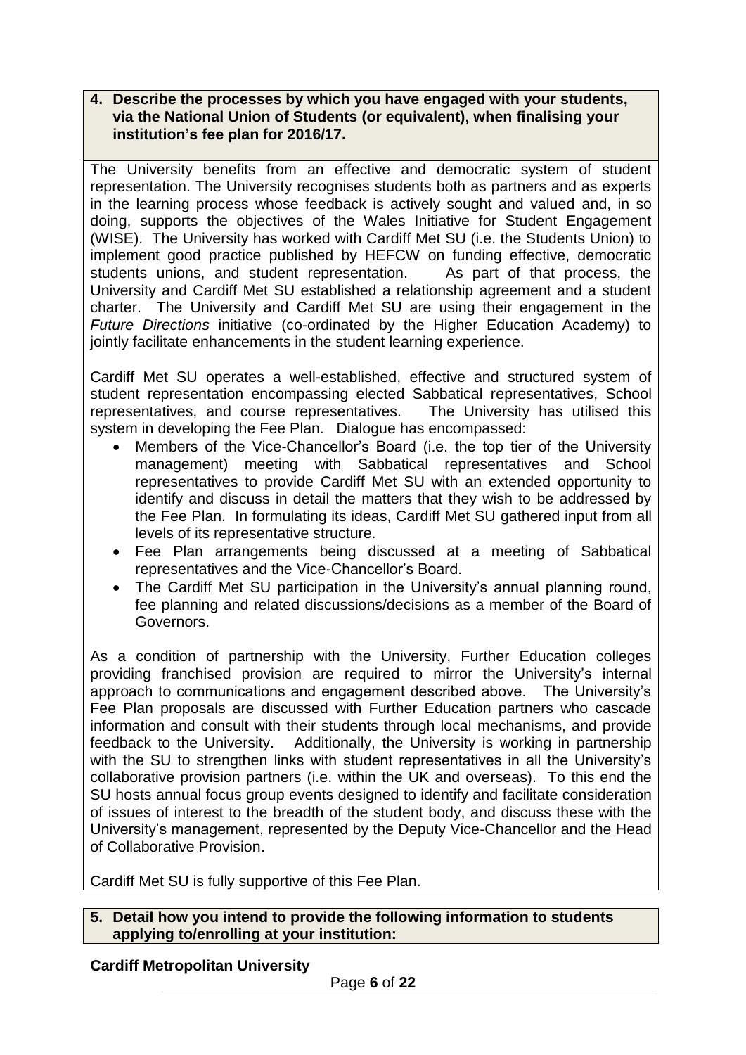**4. Describe the processes by which you have engaged with your students, via the National Union of Students (or equivalent), when finalising your institution's fee plan for 2016/17.**

The University benefits from an effective and democratic system of student representation. The University recognises students both as partners and as experts in the learning process whose feedback is actively sought and valued and, in so doing, supports the objectives of the Wales Initiative for Student Engagement (WISE). The University has worked with Cardiff Met SU (i.e. the Students Union) to implement good practice published by HEFCW on funding effective, democratic students unions, and student representation. As part of that process, the University and Cardiff Met SU established a relationship agreement and a student charter. The University and Cardiff Met SU are using their engagement in the *Future Directions* initiative (co-ordinated by the Higher Education Academy) to jointly facilitate enhancements in the student learning experience.

Cardiff Met SU operates a well-established, effective and structured system of student representation encompassing elected Sabbatical representatives, School representatives, and course representatives. The University has utilised this system in developing the Fee Plan. Dialogue has encompassed:

- Members of the Vice-Chancellor's Board (i.e. the top tier of the University management) meeting with Sabbatical representatives and School representatives to provide Cardiff Met SU with an extended opportunity to identify and discuss in detail the matters that they wish to be addressed by the Fee Plan. In formulating its ideas, Cardiff Met SU gathered input from all levels of its representative structure.
- Fee Plan arrangements being discussed at a meeting of Sabbatical representatives and the Vice-Chancellor's Board.
- The Cardiff Met SU participation in the University's annual planning round, fee planning and related discussions/decisions as a member of the Board of Governors.

As a condition of partnership with the University, Further Education colleges providing franchised provision are required to mirror the University's internal approach to communications and engagement described above. The University's Fee Plan proposals are discussed with Further Education partners who cascade information and consult with their students through local mechanisms, and provide feedback to the University. Additionally, the University is working in partnership with the SU to strengthen links with student representatives in all the University's collaborative provision partners (i.e. within the UK and overseas). To this end the SU hosts annual focus group events designed to identify and facilitate consideration of issues of interest to the breadth of the student body, and discuss these with the University's management, represented by the Deputy Vice-Chancellor and the Head of Collaborative Provision.

Cardiff Met SU is fully supportive of this Fee Plan.

**5. Detail how you intend to provide the following information to students applying to/enrolling at your institution:**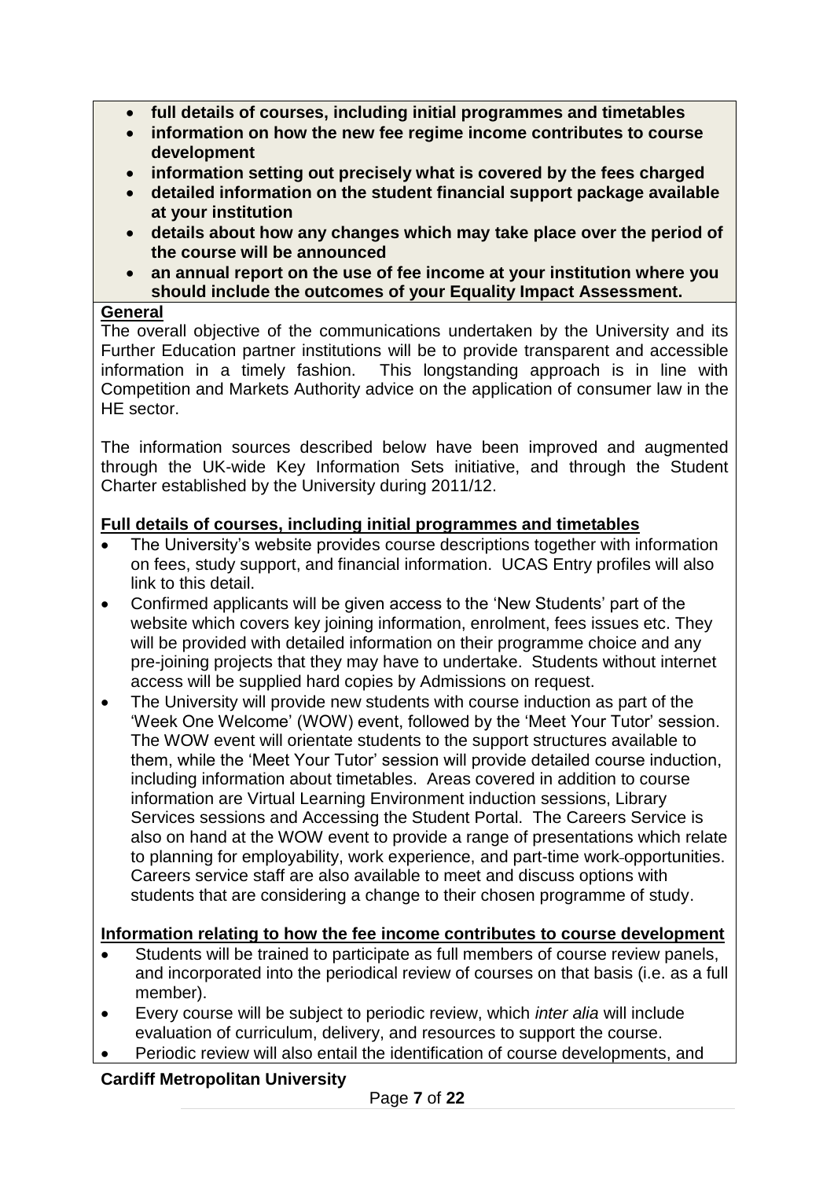- **full details of courses, including initial programmes and timetables**
- **information on how the new fee regime income contributes to course development**
- **information setting out precisely what is covered by the fees charged**
- **detailed information on the student financial support package available at your institution**
- **details about how any changes which may take place over the period of the course will be announced**
- **an annual report on the use of fee income at your institution where you should include the outcomes of your Equality Impact Assessment.**

**General**

The overall objective of the communications undertaken by the University and its Further Education partner institutions will be to provide transparent and accessible information in a timely fashion. This longstanding approach is in line with Competition and Markets Authority advice on the application of consumer law in the HE sector.

The information sources described below have been improved and augmented through the UK-wide Key Information Sets initiative, and through the Student Charter established by the University during 2011/12.

**Full details of courses, including initial programmes and timetables**

- The University's website provides course descriptions together with information on fees, study support, and financial information. UCAS Entry profiles will also link to this detail.
- Confirmed applicants will be given access to the 'New Students' part of the website which covers key joining information, enrolment, fees issues etc. They will be provided with detailed information on their programme choice and any pre-joining projects that they may have to undertake. Students without internet access will be supplied hard copies by Admissions on request.
- The University will provide new students with course induction as part of the 'Week One Welcome' (WOW) event, followed by the 'Meet Your Tutor' session. The WOW event will orientate students to the support structures available to them, while the 'Meet Your Tutor' session will provide detailed course induction, including information about timetables. Areas covered in addition to course information are Virtual Learning Environment induction sessions, Library Services sessions and Accessing the Student Portal. The Careers Service is also on hand at the WOW event to provide a range of presentations which relate to planning for employability, work experience, and part-time work-opportunities. Careers service staff are also available to meet and discuss options with students that are considering a change to their chosen programme of study.

**Information relating to how the fee income contributes to course development**

- Students will be trained to participate as full members of course review panels, and incorporated into the periodical review of courses on that basis (i.e. as a full member).
- Every course will be subject to periodic review, which *inter alia* will include evaluation of curriculum, delivery, and resources to support the course.
- Periodic review will also entail the identification of course developments, and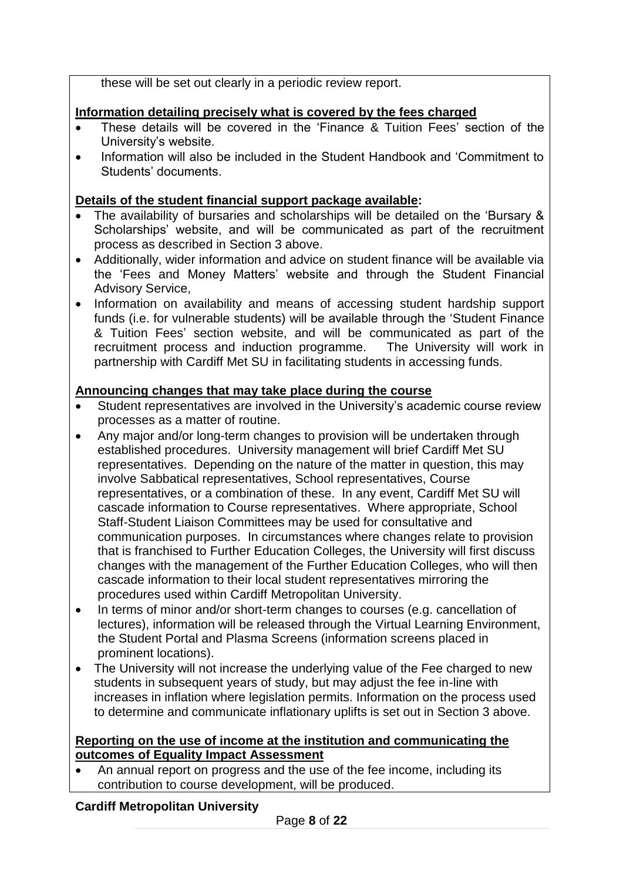these will be set out clearly in a periodic review report.

**Information detailing precisely what is covered by the fees charged**

- These details will be covered in the 'Finance & Tuition Fees' section of the University's website.
- Information will also be included in the Student Handbook and 'Commitment to Students' documents.

**Details of the student financial support package available:**

- The availability of bursaries and scholarships will be detailed on the 'Bursary & Scholarships' website, and will be communicated as part of the recruitment process as described in Section 3 above.
- Additionally, wider information and advice on student finance will be available via the 'Fees and Money Matters' website and through the Student Financial Advisory Service,
- Information on availability and means of accessing student hardship support funds (i.e. for vulnerable students) will be available through the 'Student Finance & Tuition Fees' section website, and will be communicated as part of the recruitment process and induction programme. The University will work in partnership with Cardiff Met SU in facilitating students in accessing funds.

**Announcing changes that may take place during the course**

- Student representatives are involved in the University's academic course review processes as a matter of routine.
- Any major and/or long-term changes to provision will be undertaken through established procedures. University management will brief Cardiff Met SU representatives. Depending on the nature of the matter in question, this may involve Sabbatical representatives, School representatives, Course representatives, or a combination of these. In any event, Cardiff Met SU will cascade information to Course representatives. Where appropriate, School Staff-Student Liaison Committees may be used for consultative and communication purposes. In circumstances where changes relate to provision that is franchised to Further Education Colleges, the University will first discuss changes with the management of the Further Education Colleges, who will then cascade information to their local student representatives mirroring the procedures used within Cardiff Metropolitan University.
- In terms of minor and/or short-term changes to courses (e.g. cancellation of lectures), information will be released through the Virtual Learning Environment, the Student Portal and Plasma Screens (information screens placed in prominent locations).
- The University will not increase the underlying value of the Fee charged to new students in subsequent years of study, but may adjust the fee in-line with increases in inflation where legislation permits. Information on the process used to determine and communicate inflationary uplifts is set out in Section 3 above.

**Reporting on the use of income at the institution and communicating the outcomes of Equality Impact Assessment**

- An annual report on progress and the use of the fee income, including its contribution to course development, will be produced.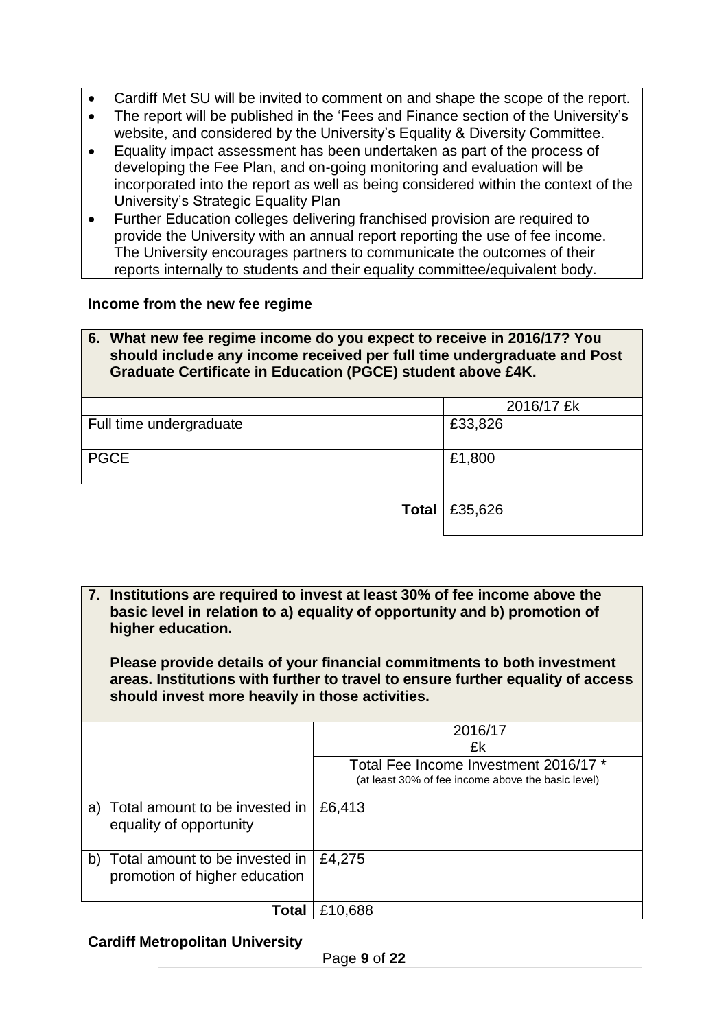- Cardiff Met SU will be invited to comment on and shape the scope of the report.
- The report will be published in the 'Fees and Finance section of the University's website, and considered by the University's Equality & Diversity Committee.
- Equality impact assessment has been undertaken as part of the process of developing the Fee Plan, and on-going monitoring and evaluation will be incorporated into the report as well as being considered within the context of the University's Strategic Equality Plan
- Further Education colleges delivering franchised provision are required to provide the University with an annual report reporting the use of fee income. The University encourages partners to communicate the outcomes of their reports internally to students and their equality committee/equivalent body.

**Income from the new fee regime**

**6. What new fee regime income do you expect to receive in 2016/17? You should include any income received per full time undergraduate and Post Graduate Certificate in Education (PGCE) student above £4K.**

| | 2016/17 £k |
|---|---|
| Full time undergraduate | £33,826 |
| PGCE | £1,800 |
| **Total** | £35,626 |

**7. Institutions are required to invest at least 30% of fee income above the basic level in relation to a) equality of opportunity and b) promotion of higher education.**

**Please provide details of your financial commitments to both investment areas. Institutions with further to travel to ensure further equality of access should invest more heavily in those activities.**

| | 2016/17 £k |
|---|---|
| | Total Fee Income Investment 2016/17 * (at least 30% of fee income above the basic level) |
| a) Total amount to be invested in equality of opportunity | £6,413 |
| b) Total amount to be invested in promotion of higher education | £4,275 |
| **Total** | £10,688 |

**Cardiff Metropolitan University**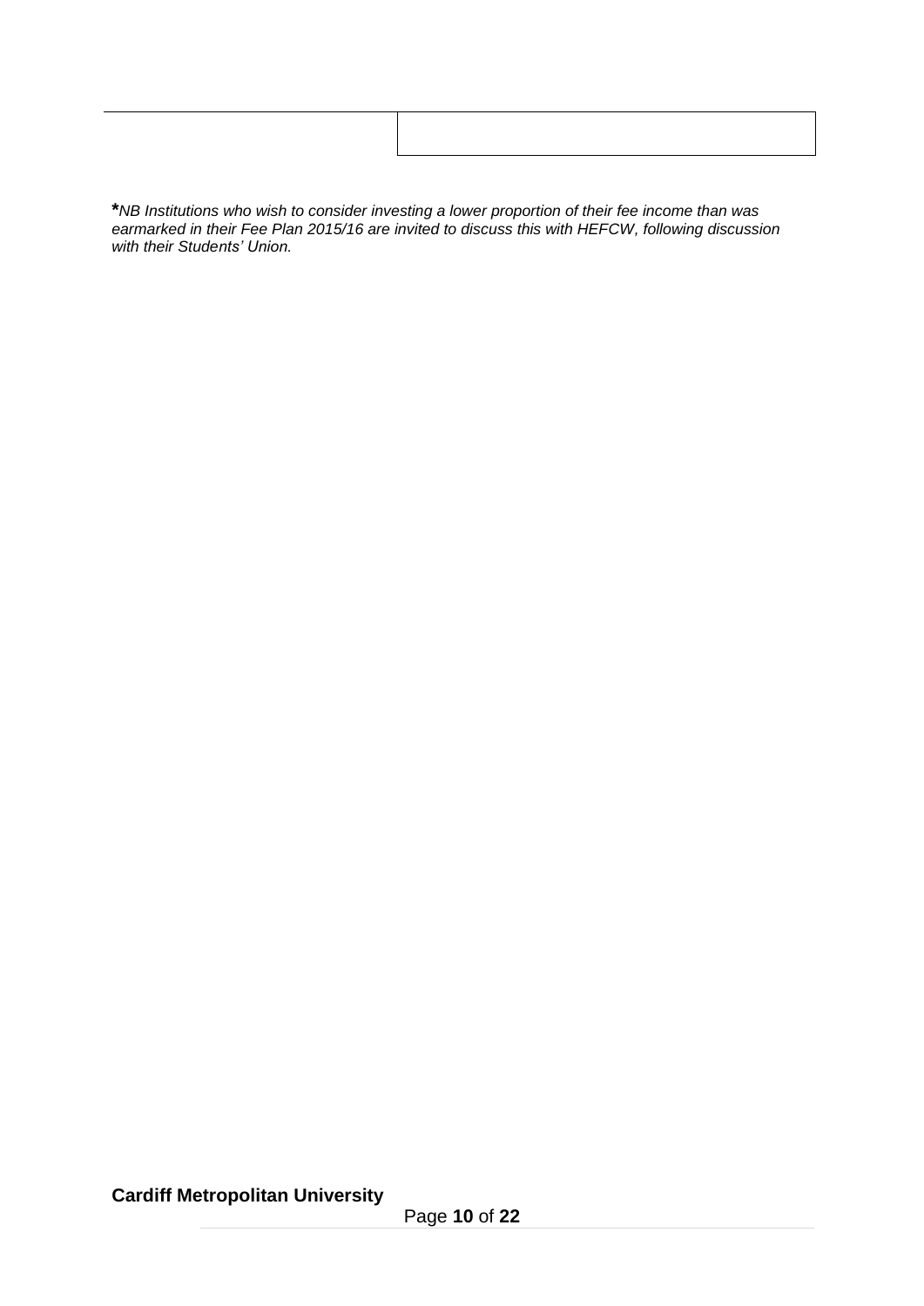| | |
|---|---|
| | |

***NB Institutions who wish to consider investing a lower proportion of their fee income than was earmarked in their Fee Plan 2015/16 are invited to discuss this with HEFCW, following discussion with their Students' Union.*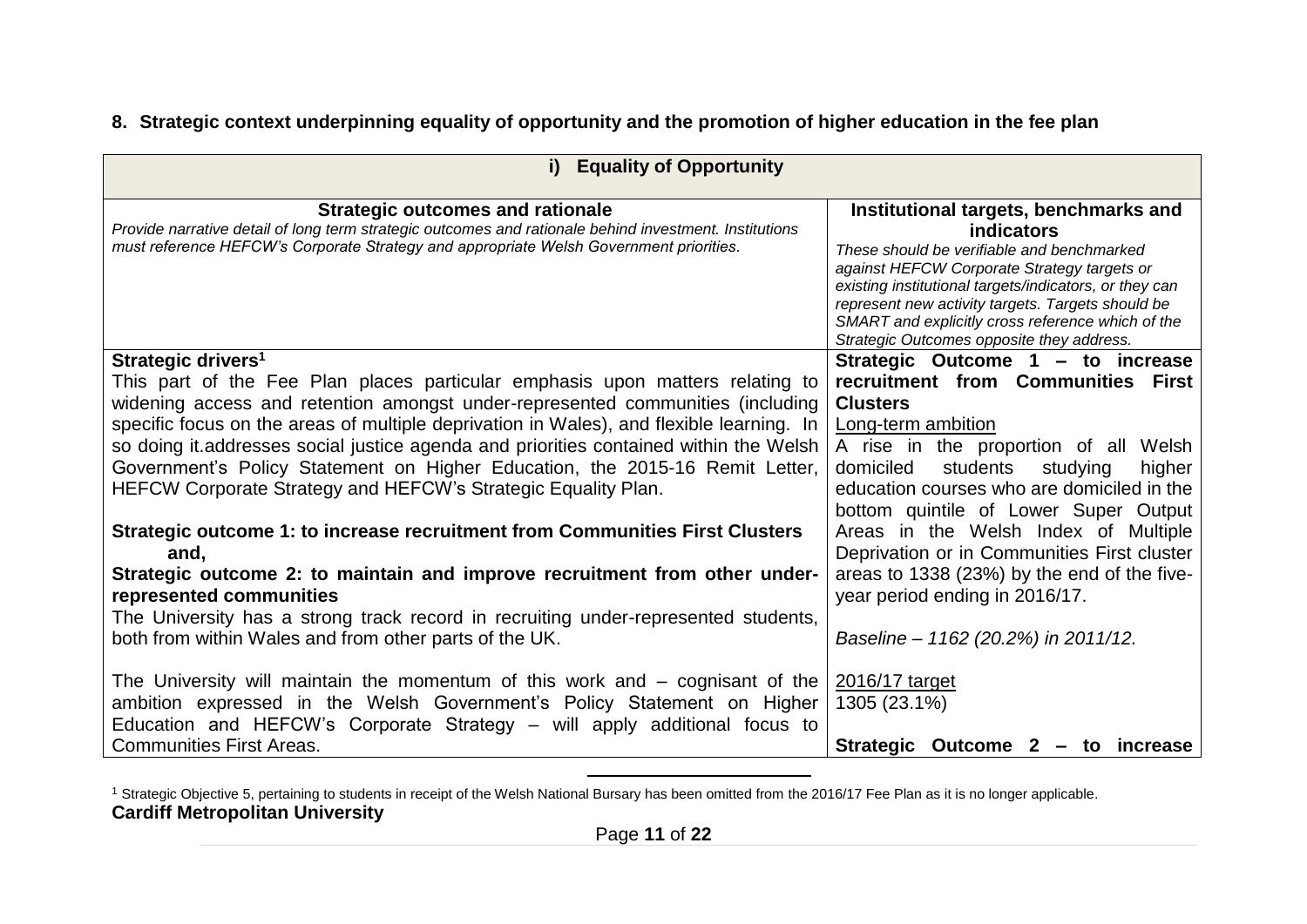## 8. Strategic context underpinning equality of opportunity and the promotion of higher education in the fee plan

| i) Equality of Opportunity | |
|---|---|
| **Strategic outcomes and rationale**<br>*Provide narrative detail of long term strategic outcomes and rationale behind investment. Institutions must reference HEFCW's Corporate Strategy and appropriate Welsh Government priorities.* | **Institutional targets, benchmarks and indicators**<br>*These should be verifiable and benchmarked against HEFCW Corporate Strategy targets or existing institutional targets/indicators, or they can represent new activity targets. Targets should be SMART and explicitly cross reference which of the Strategic Outcomes opposite they address.* |
| **Strategic drivers[1]**<br>This part of the Fee Plan places particular emphasis upon matters relating to widening access and retention amongst under-represented communities (including specific focus on the areas of multiple deprivation in Wales), and flexible learning. In so doing it.addresses social justice agenda and priorities contained within the Welsh Government's Policy Statement on Higher Education, the 2015-16 Remit Letter, HEFCW Corporate Strategy and HEFCW's Strategic Equality Plan.<br><br>**Strategic outcome 1: to increase recruitment from Communities First Clusters and,**<br>**Strategic outcome 2: to maintain and improve recruitment from other under-represented communities**<br>The University has a strong track record in recruiting under-represented students, both from within Wales and from other parts of the UK.<br><br>The University will maintain the momentum of this work and – cognisant of the ambition expressed in the Welsh Government's Policy Statement on Higher Education and HEFCW's Corporate Strategy – will apply additional focus to Communities First Areas. | **Strategic Outcome 1 – to increase recruitment from Communities First Clusters**<br>Long-term ambition<br>A rise in the proportion of all Welsh domiciled students studying higher education courses who are domiciled in the bottom quintile of Lower Super Output Areas in the Welsh Index of Multiple Deprivation or in Communities First cluster areas to 1338 (23%) by the end of the five-year period ending in 2016/17.<br><br>*Baseline – 1162 (20.2%) in 2011/12.*<br><br>2016/17 target<br>1305 (23.1%)<br><br>**Strategic Outcome 2 – to increase** |

[1] Strategic Objective 5, pertaining to students in receipt of the Welsh National Bursary has been omitted from the 2016/17 Fee Plan as it is no longer applicable.

**Cardiff Metropolitan University**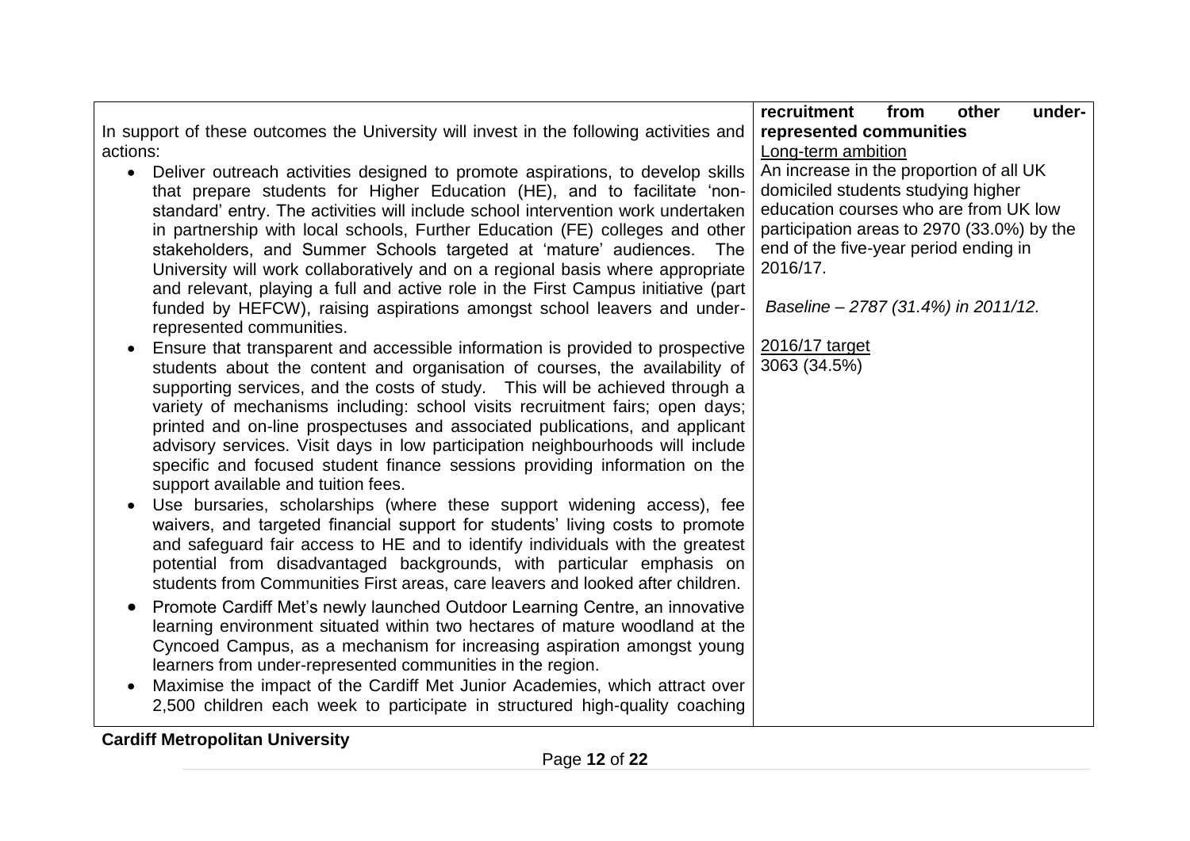| In support of these outcomes the University will invest in the following activities and actions:<br>• Deliver outreach activities designed to promote aspirations, to develop skills that prepare students for Higher Education (HE), and to facilitate 'non-standard' entry. The activities will include school intervention work undertaken in partnership with local schools, Further Education (FE) colleges and other stakeholders, and Summer Schools targeted at 'mature' audiences. The University will work collaboratively and on a regional basis where appropriate and relevant, playing a full and active role in the First Campus initiative (part funded by HEFCW), raising aspirations amongst school leavers and under-represented communities.<br>• Ensure that transparent and accessible information is provided to prospective students about the content and organisation of courses, the availability of supporting services, and the costs of study. This will be achieved through a variety of mechanisms including: school visits recruitment fairs; open days; printed and on-line prospectuses and associated publications, and applicant advisory services. Visit days in low participation neighbourhoods will include specific and focused student finance sessions providing information on the support available and tuition fees.<br>• Use bursaries, scholarships (where these support widening access), fee waivers, and targeted financial support for students' living costs to promote and safeguard fair access to HE and to identify individuals with the greatest potential from disadvantaged backgrounds, with particular emphasis on students from Communities First areas, care leavers and looked after children.<br>• Promote Cardiff Met's newly launched Outdoor Learning Centre, an innovative learning environment situated within two hectares of mature woodland at the Cyncoed Campus, as a mechanism for increasing aspiration amongst young learners from under-represented communities in the region.<br>• Maximise the impact of the Cardiff Met Junior Academies, which attract over 2,500 children each week to participate in structured high-quality coaching | **recruitment from other under-represented communities**<br>Long-term ambition<br>An increase in the proportion of all UK domiciled students studying higher education courses who are from UK low participation areas to 2970 (33.0%) by the end of the five-year period ending in 2016/17.<br><br>*Baseline – 2787 (31.4%) in 2011/12.*<br><br>2016/17 target<br>3063 (34.5%) |
|---|---|

**Cardiff Metropolitan University**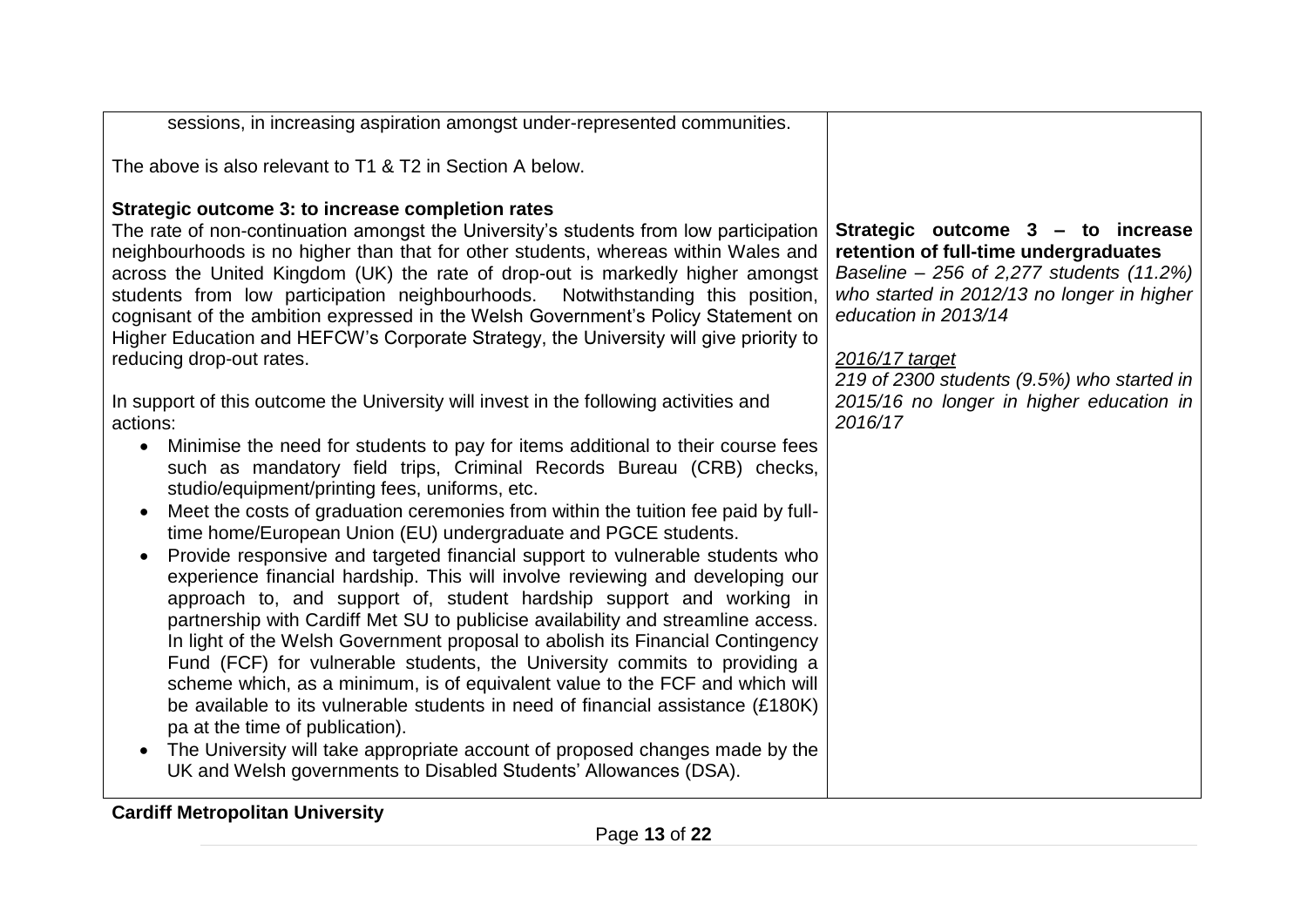| | |
|---|---|
| sessions, in increasing aspiration amongst under-represented communities.<br><br>The above is also relevant to T1 & T2 in Section A below.<br><br>**Strategic outcome 3: to increase completion rates**<br>The rate of non-continuation amongst the University's students from low participation neighbourhoods is no higher than that for other students, whereas within Wales and across the United Kingdom (UK) the rate of drop-out is markedly higher amongst students from low participation neighbourhoods. Notwithstanding this position, cognisant of the ambition expressed in the Welsh Government's Policy Statement on Higher Education and HEFCW's Corporate Strategy, the University will give priority to reducing drop-out rates.<br><br>In support of this outcome the University will invest in the following activities and actions:<br>• Minimise the need for students to pay for items additional to their course fees such as mandatory field trips, Criminal Records Bureau (CRB) checks, studio/equipment/printing fees, uniforms, etc.<br>• Meet the costs of graduation ceremonies from within the tuition fee paid by full-time home/European Union (EU) undergraduate and PGCE students.<br>• Provide responsive and targeted financial support to vulnerable students who experience financial hardship. This will involve reviewing and developing our approach to, and support of, student hardship support and working in partnership with Cardiff Met SU to publicise availability and streamline access. In light of the Welsh Government proposal to abolish its Financial Contingency Fund (FCF) for vulnerable students, the University commits to providing a scheme which, as a minimum, is of equivalent value to the FCF and which will be available to its vulnerable students in need of financial assistance (£180K) pa at the time of publication).<br>• The University will take appropriate account of proposed changes made by the UK and Welsh governments to Disabled Students' Allowances (DSA). | **Strategic outcome 3 – to increase retention of full-time undergraduates**<br>*Baseline – 256 of 2,277 students (11.2%) who started in 2012/13 no longer in higher education in 2013/14*<br><br>*2016/17 target*<br>*219 of 2300 students (9.5%) who started in 2015/16 no longer in higher education in 2016/17* |

**Cardiff Metropolitan University**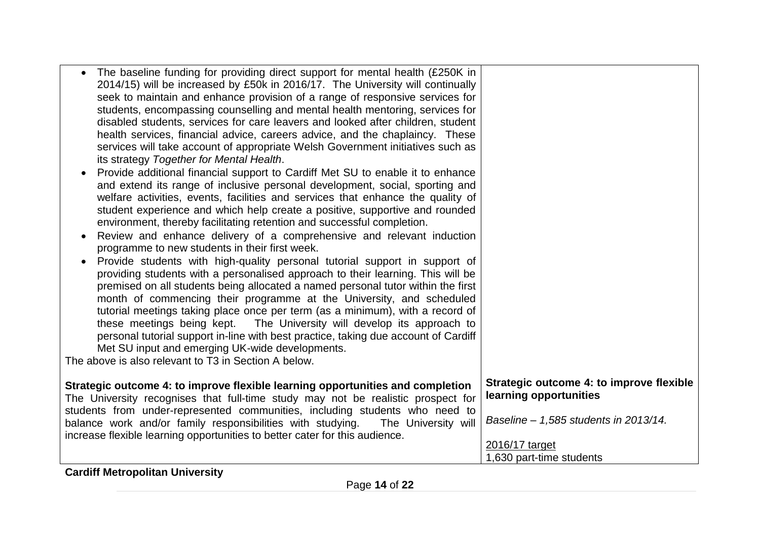| | |
|---|---|
| • The baseline funding for providing direct support for mental health (£250K in 2014/15) will be increased by £50k in 2016/17. The University will continually seek to maintain and enhance provision of a range of responsive services for students, encompassing counselling and mental health mentoring, services for disabled students, services for care leavers and looked after children, student health services, financial advice, careers advice, and the chaplaincy. These services will take account of appropriate Welsh Government initiatives such as its strategy *Together for Mental Health*.<br>• Provide additional financial support to Cardiff Met SU to enable it to enhance and extend its range of inclusive personal development, social, sporting and welfare activities, events, facilities and services that enhance the quality of student experience and which help create a positive, supportive and rounded environment, thereby facilitating retention and successful completion.<br>• Review and enhance delivery of a comprehensive and relevant induction programme to new students in their first week.<br>• Provide students with high-quality personal tutorial support in support of providing students with a personalised approach to their learning. This will be premised on all students being allocated a named personal tutor within the first month of commencing their programme at the University, and scheduled tutorial meetings taking place once per term (as a minimum), with a record of these meetings being kept. The University will develop its approach to personal tutorial support in-line with best practice, taking due account of Cardiff Met SU input and emerging UK-wide developments.<br>The above is also relevant to T3 in Section A below. | |
| **Strategic outcome 4: to improve flexible learning opportunities and completion**<br>The University recognises that full-time study may not be realistic prospect for students from under-represented communities, including students who need to balance work and/or family responsibilities with studying. The University will increase flexible learning opportunities to better cater for this audience. | **Strategic outcome 4: to improve flexible learning opportunities**<br><br>*Baseline – 1,585 students in 2013/14.*<br><br>2016/17 target<br>1,630 part-time students |

**Cardiff Metropolitan University**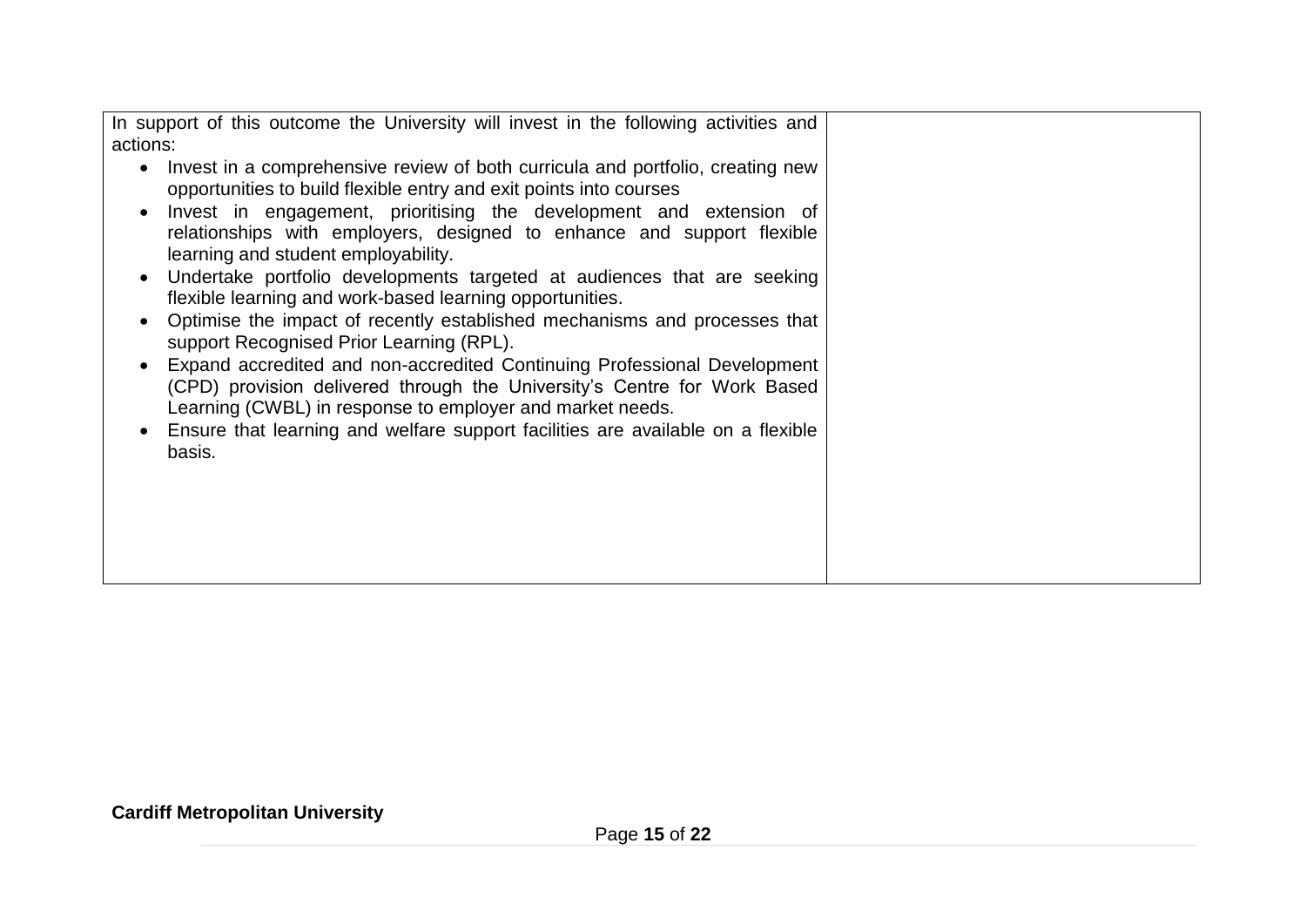| In support of this outcome the University will invest in the following activities and actions:<br>• Invest in a comprehensive review of both curricula and portfolio, creating new opportunities to build flexible entry and exit points into courses<br>• Invest in engagement, prioritising the development and extension of relationships with employers, designed to enhance and support flexible learning and student employability.<br>• Undertake portfolio developments targeted at audiences that are seeking flexible learning and work-based learning opportunities.<br>• Optimise the impact of recently established mechanisms and processes that support Recognised Prior Learning (RPL).<br>• Expand accredited and non-accredited Continuing Professional Development (CPD) provision delivered through the University's Centre for Work Based Learning (CWBL) in response to employer and market needs.<br>• Ensure that learning and welfare support facilities are available on a flexible basis. | |
|---|---|

**Cardiff Metropolitan University**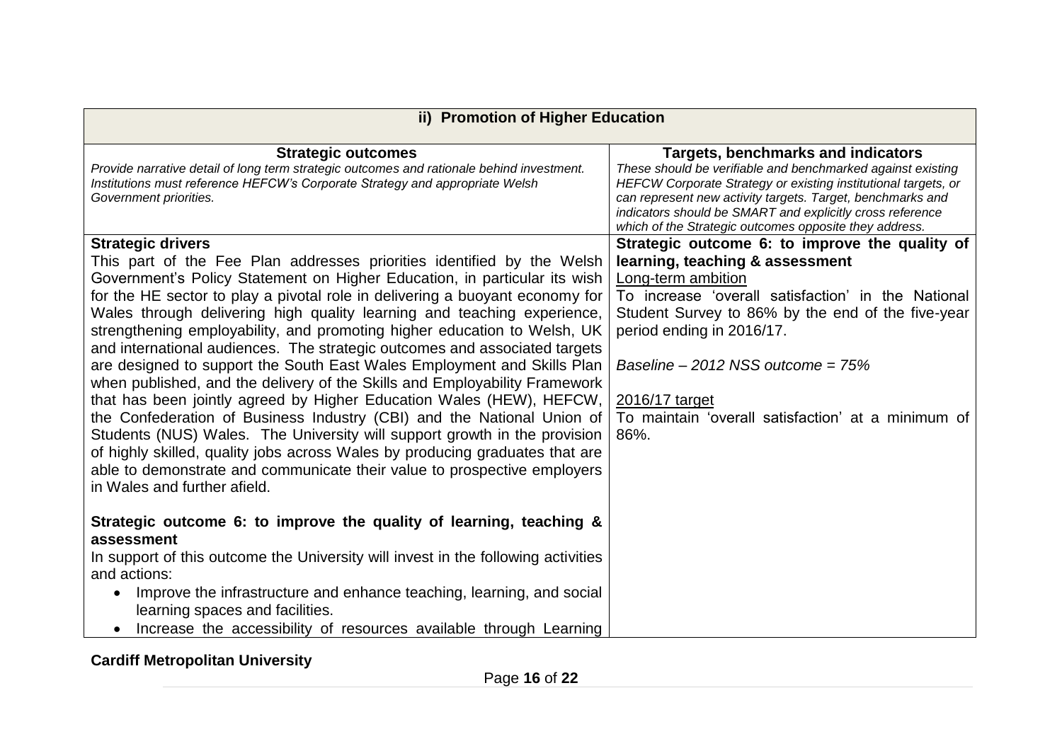| ii) Promotion of Higher Education | |
|---|---|
| **Strategic outcomes**<br>*Provide narrative detail of long term strategic outcomes and rationale behind investment. Institutions must reference HEFCW's Corporate Strategy and appropriate Welsh Government priorities.* | **Targets, benchmarks and indicators**<br>*These should be verifiable and benchmarked against existing HEFCW Corporate Strategy or existing institutional targets, or can represent new activity targets. Target, benchmarks and indicators should be SMART and explicitly cross reference which of the Strategic outcomes opposite they address.* |
| **Strategic drivers**<br>This part of the Fee Plan addresses priorities identified by the Welsh Government's Policy Statement on Higher Education, in particular its wish for the HE sector to play a pivotal role in delivering a buoyant economy for Wales through delivering high quality learning and teaching experience, strengthening employability, and promoting higher education to Welsh, UK and international audiences. The strategic outcomes and associated targets are designed to support the South East Wales Employment and Skills Plan when published, and the delivery of the Skills and Employability Framework that has been jointly agreed by Higher Education Wales (HEW), HEFCW, the Confederation of Business Industry (CBI) and the National Union of Students (NUS) Wales. The University will support growth in the provision of highly skilled, quality jobs across Wales by producing graduates that are able to demonstrate and communicate their value to prospective employers in Wales and further afield.<br><br>**Strategic outcome 6: to improve the quality of learning, teaching & assessment**<br>In support of this outcome the University will invest in the following activities and actions:<br>• Improve the infrastructure and enhance teaching, learning, and social learning spaces and facilities.<br>• Increase the accessibility of resources available through Learning | **Strategic outcome 6: to improve the quality of learning, teaching & assessment**<br>Long-term ambition<br>To increase 'overall satisfaction' in the National Student Survey to 86% by the end of the five-year period ending in 2016/17.<br><br>*Baseline – 2012 NSS outcome = 75%*<br><br>2016/17 target<br>To maintain 'overall satisfaction' at a minimum of 86%. |

**Cardiff Metropolitan University**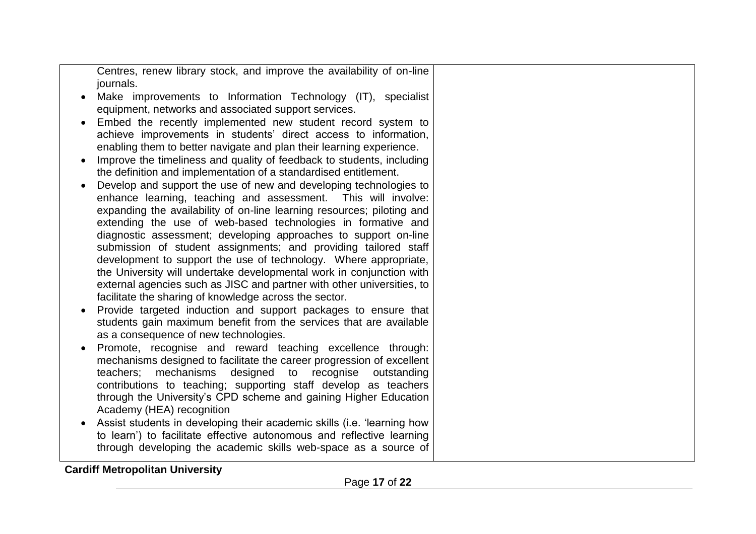| | |
|---|---|
| Centres, renew library stock, and improve the availability of on-line journals.<br>• Make improvements to Information Technology (IT), specialist equipment, networks and associated support services.<br>• Embed the recently implemented new student record system to achieve improvements in students' direct access to information, enabling them to better navigate and plan their learning experience.<br>• Improve the timeliness and quality of feedback to students, including the definition and implementation of a standardised entitlement.<br>• Develop and support the use of new and developing technologies to enhance learning, teaching and assessment. This will involve: expanding the availability of on-line learning resources; piloting and extending the use of web-based technologies in formative and diagnostic assessment; developing approaches to support on-line submission of student assignments; and providing tailored staff development to support the use of technology. Where appropriate, the University will undertake developmental work in conjunction with external agencies such as JISC and partner with other universities, to facilitate the sharing of knowledge across the sector.<br>• Provide targeted induction and support packages to ensure that students gain maximum benefit from the services that are available as a consequence of new technologies.<br>• Promote, recognise and reward teaching excellence through: mechanisms designed to facilitate the career progression of excellent teachers; mechanisms designed to recognise outstanding contributions to teaching; supporting staff develop as teachers through the University's CPD scheme and gaining Higher Education Academy (HEA) recognition<br>• Assist students in developing their academic skills (i.e. 'learning how to learn') to facilitate effective autonomous and reflective learning through developing the academic skills web-space as a source of | |

**Cardiff Metropolitan University**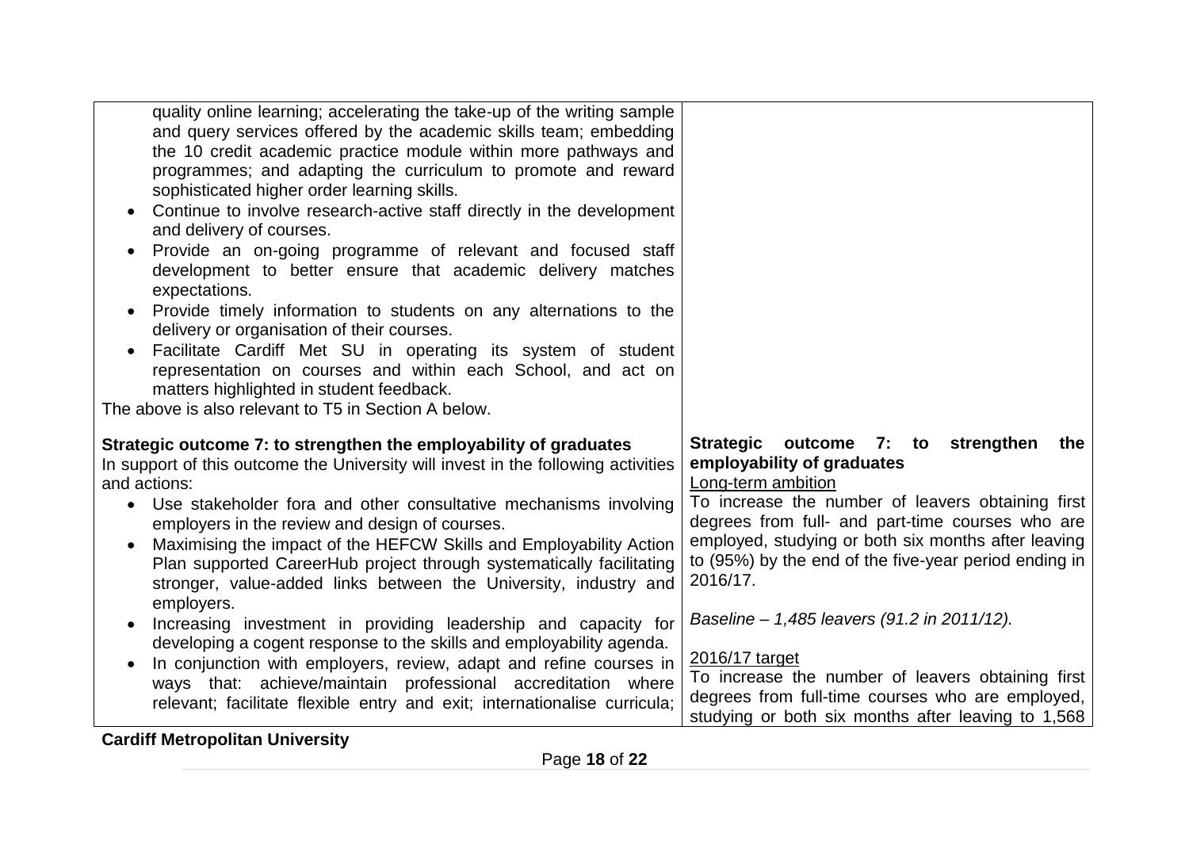| | |
|---|---|
| quality online learning; accelerating the take-up of the writing sample and query services offered by the academic skills team; embedding the 10 credit academic practice module within more pathways and programmes; and adapting the curriculum to promote and reward sophisticated higher order learning skills.<br>• Continue to involve research-active staff directly in the development and delivery of courses.<br>• Provide an on-going programme of relevant and focused staff development to better ensure that academic delivery matches expectations.<br>• Provide timely information to students on any alternations to the delivery or organisation of their courses.<br>• Facilitate Cardiff Met SU in operating its system of student representation on courses and within each School, and act on matters highlighted in student feedback.<br>The above is also relevant to T5 in Section A below. | |
| **Strategic outcome 7: to strengthen the employability of graduates**<br>In support of this outcome the University will invest in the following activities and actions:<br>• Use stakeholder fora and other consultative mechanisms involving employers in the review and design of courses.<br>• Maximising the impact of the HEFCW Skills and Employability Action Plan supported CareerHub project through systematically facilitating stronger, value-added links between the University, industry and employers.<br>• Increasing investment in providing leadership and capacity for developing a cogent response to the skills and employability agenda.<br>• In conjunction with employers, review, adapt and refine courses in ways that: achieve/maintain professional accreditation where relevant; facilitate flexible entry and exit; internationalise curricula; | **Strategic outcome 7: to strengthen the employability of graduates**<br>Long-term ambition<br>To increase the number of leavers obtaining first degrees from full- and part-time courses who are employed, studying or both six months after leaving to (95%) by the end of the five-year period ending in 2016/17.<br>*Baseline – 1,485 leavers (91.2 in 2011/12).*<br>2016/17 target<br>To increase the number of leavers obtaining first degrees from full-time courses who are employed, studying or both six months after leaving to 1,568 |

**Cardiff Metropolitan University**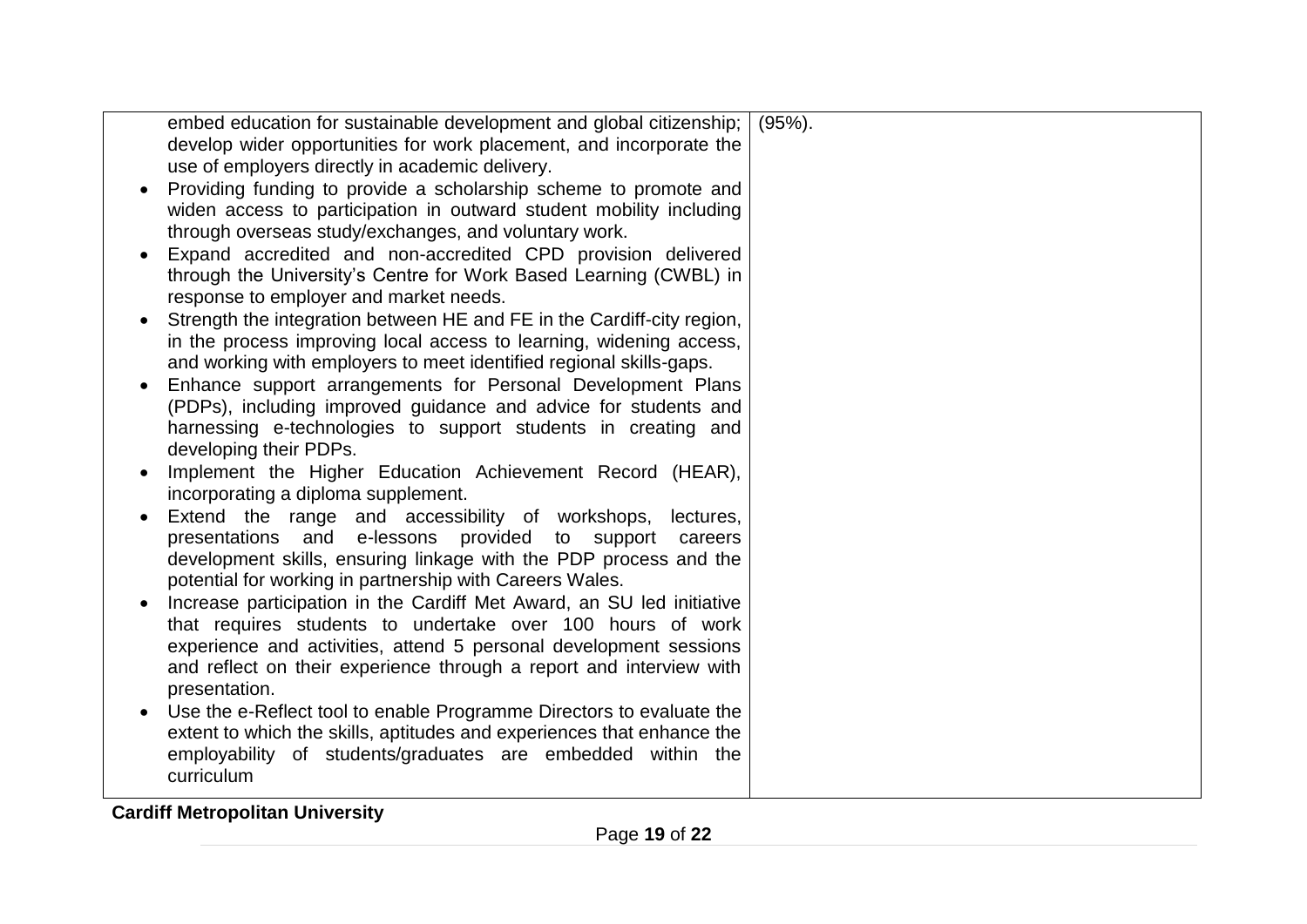| | |
|---|---|
| embed education for sustainable development and global citizenship; develop wider opportunities for work placement, and incorporate the use of employers directly in academic delivery.<br>• Providing funding to provide a scholarship scheme to promote and widen access to participation in outward student mobility including through overseas study/exchanges, and voluntary work.<br>• Expand accredited and non-accredited CPD provision delivered through the University's Centre for Work Based Learning (CWBL) in response to employer and market needs.<br>• Strength the integration between HE and FE in the Cardiff-city region, in the process improving local access to learning, widening access, and working with employers to meet identified regional skills-gaps.<br>• Enhance support arrangements for Personal Development Plans (PDPs), including improved guidance and advice for students and harnessing e-technologies to support students in creating and developing their PDPs.<br>• Implement the Higher Education Achievement Record (HEAR), incorporating a diploma supplement.<br>• Extend the range and accessibility of workshops, lectures, presentations and e-lessons provided to support careers development skills, ensuring linkage with the PDP process and the potential for working in partnership with Careers Wales.<br>• Increase participation in the Cardiff Met Award, an SU led initiative that requires students to undertake over 100 hours of work experience and activities, attend 5 personal development sessions and reflect on their experience through a report and interview with presentation.<br>• Use the e-Reflect tool to enable Programme Directors to evaluate the extent to which the skills, aptitudes and experiences that enhance the employability of students/graduates are embedded within the curriculum | (95%). |

**Cardiff Metropolitan University**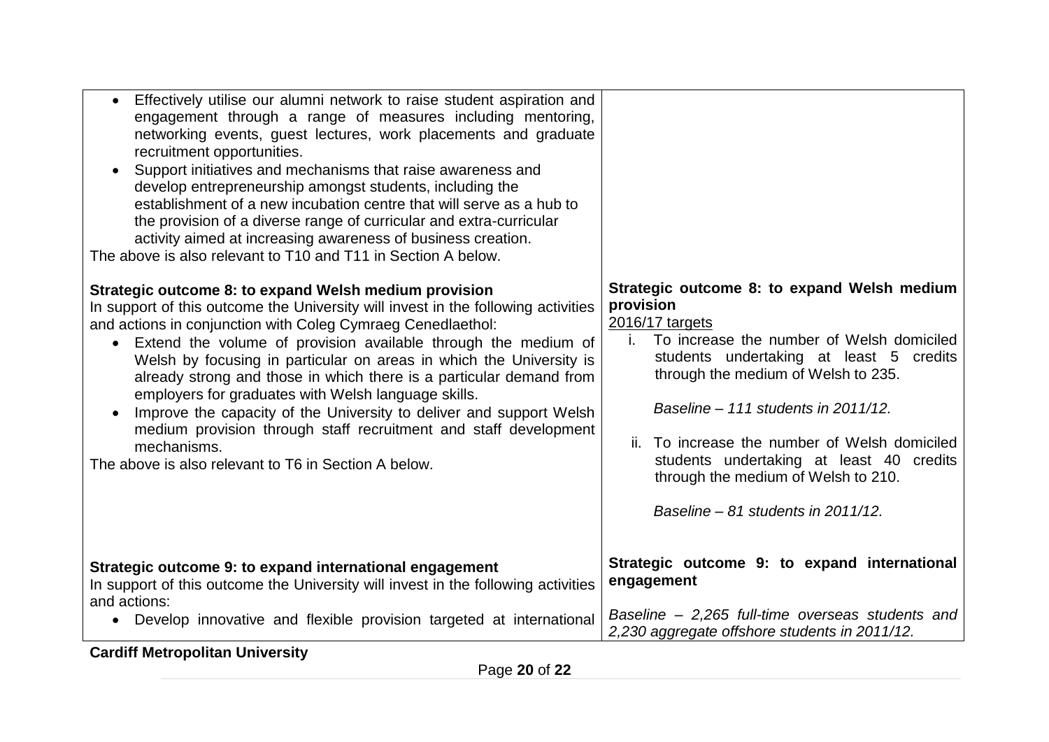| | |
|---|---|
| • Effectively utilise our alumni network to raise student aspiration and engagement through a range of measures including mentoring, networking events, guest lectures, work placements and graduate recruitment opportunities.<br>• Support initiatives and mechanisms that raise awareness and develop entrepreneurship amongst students, including the establishment of a new incubation centre that will serve as a hub to the provision of a diverse range of curricular and extra-curricular activity aimed at increasing awareness of business creation.<br>The above is also relevant to T10 and T11 in Section A below. | |
| **Strategic outcome 8: to expand Welsh medium provision**<br>In support of this outcome the University will invest in the following activities and actions in conjunction with Coleg Cymraeg Cenedlaethol:<br>• Extend the volume of provision available through the medium of Welsh by focusing in particular on areas in which the University is already strong and those in which there is a particular demand from employers for graduates with Welsh language skills.<br>• Improve the capacity of the University to deliver and support Welsh medium provision through staff recruitment and staff development mechanisms.<br>The above is also relevant to T6 in Section A below. | **Strategic outcome 8: to expand Welsh medium provision**<br>2016/17 targets<br>i. To increase the number of Welsh domiciled students undertaking at least 5 credits through the medium of Welsh to 235.<br>*Baseline – 111 students in 2011/12.*<br>ii. To increase the number of Welsh domiciled students undertaking at least 40 credits through the medium of Welsh to 210.<br>*Baseline – 81 students in 2011/12.* |
| **Strategic outcome 9: to expand international engagement**<br>In support of this outcome the University will invest in the following activities and actions:<br>• Develop innovative and flexible provision targeted at international | **Strategic outcome 9: to expand international engagement**<br>*Baseline – 2,265 full-time overseas students and 2,230 aggregate offshore students in 2011/12.* |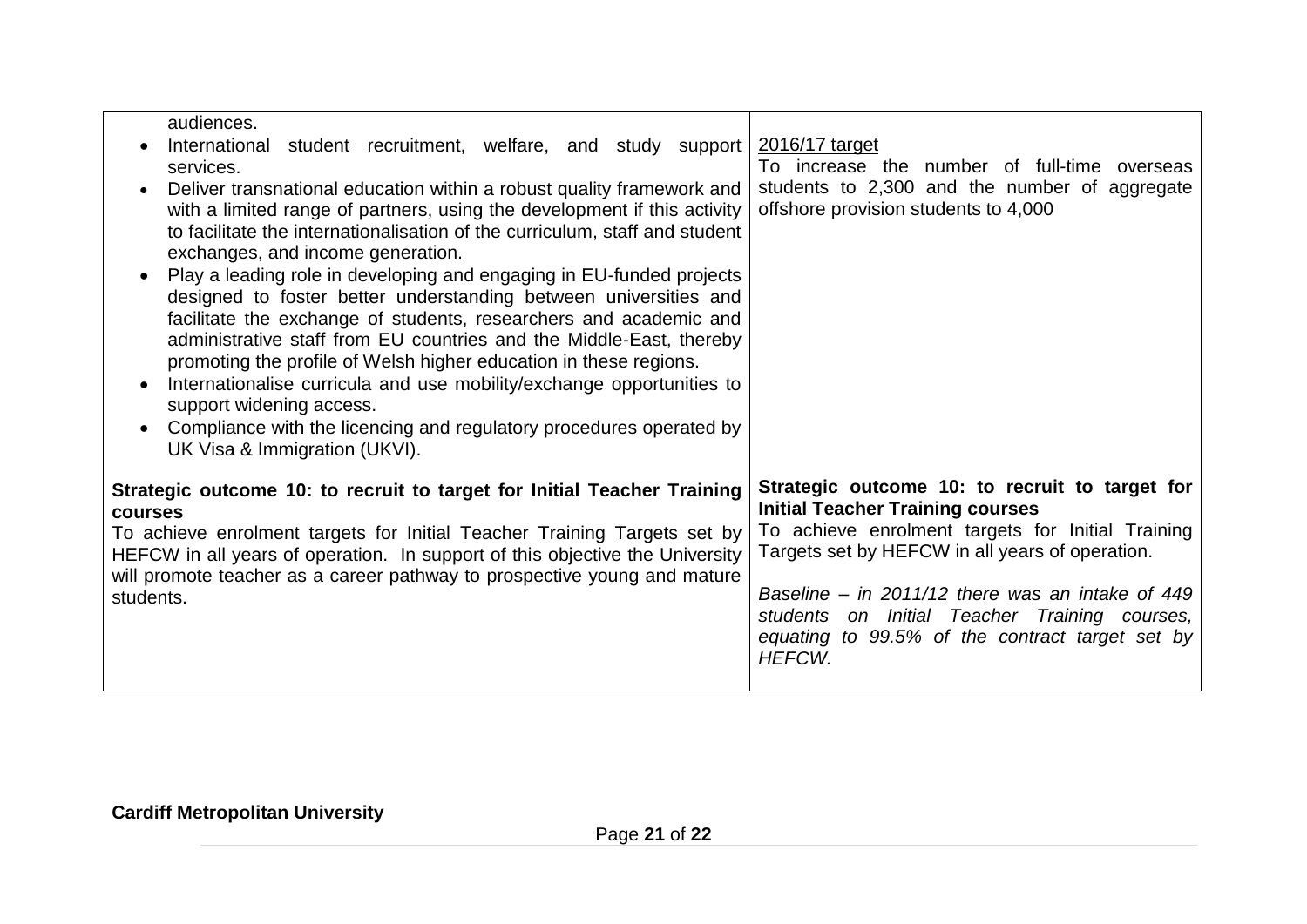| | |
|---|---|
| audiences.<br>• International student recruitment, welfare, and study support services.<br>• Deliver transnational education within a robust quality framework and with a limited range of partners, using the development if this activity to facilitate the internationalisation of the curriculum, staff and student exchanges, and income generation.<br>• Play a leading role in developing and engaging in EU-funded projects designed to foster better understanding between universities and facilitate the exchange of students, researchers and academic and administrative staff from EU countries and the Middle-East, thereby promoting the profile of Welsh higher education in these regions.<br>• Internationalise curricula and use mobility/exchange opportunities to support widening access.<br>• Compliance with the licencing and regulatory procedures operated by UK Visa & Immigration (UKVI). | 2016/17 target<br>To increase the number of full-time overseas students to 2,300 and the number of aggregate offshore provision students to 4,000 |
| **Strategic outcome 10: to recruit to target for Initial Teacher Training courses**<br>To achieve enrolment targets for Initial Teacher Training Targets set by HEFCW in all years of operation. In support of this objective the University will promote teacher as a career pathway to prospective young and mature students. | **Strategic outcome 10: to recruit to target for Initial Teacher Training courses**<br>To achieve enrolment targets for Initial Training Targets set by HEFCW in all years of operation.<br><br>*Baseline – in 2011/12 there was an intake of 449 students on Initial Teacher Training courses, equating to 99.5% of the contract target set by HEFCW.* |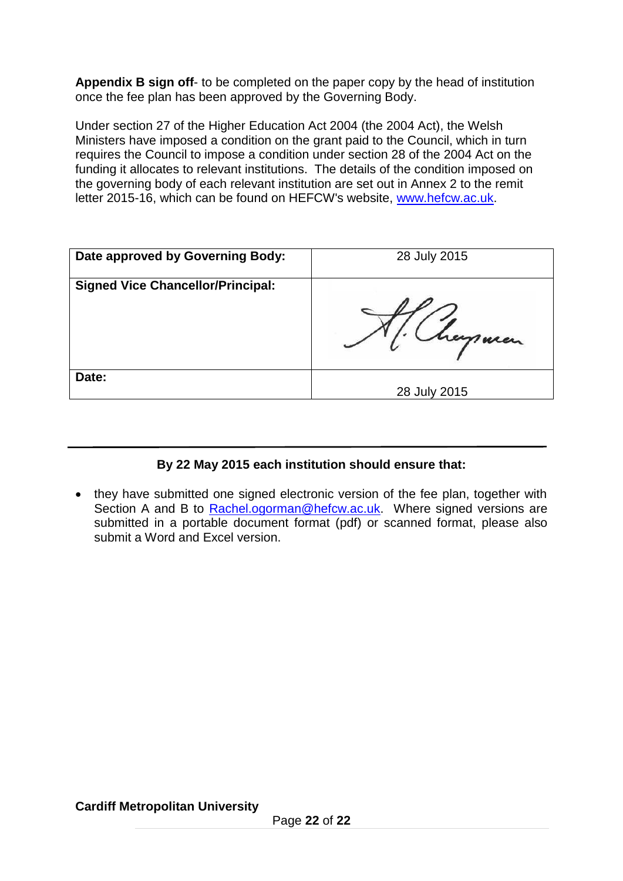**Appendix B sign off**- to be completed on the paper copy by the head of institution once the fee plan has been approved by the Governing Body.

Under section 27 of the Higher Education Act 2004 (the 2004 Act), the Welsh Ministers have imposed a condition on the grant paid to the Council, which in turn requires the Council to impose a condition under section 28 of the 2004 Act on the funding it allocates to relevant institutions. The details of the condition imposed on the governing body of each relevant institution are set out in Annex 2 to the remit letter 2015-16, which can be found on HEFCW's website, www.hefcw.ac.uk.

| | |
|---|---|
| **Date approved by Governing Body:** | 28 July 2015 |
| **Signed Vice Chancellor/Principal:** | A. Chapman |
| **Date:** | 28 July 2015 |

---

**By 22 May 2015 each institution should ensure that:**

- they have submitted one signed electronic version of the fee plan, together with Section A and B to Rachel.ogorman@hefcw.ac.uk. Where signed versions are submitted in a portable document format (pdf) or scanned format, please also submit a Word and Excel version.

**Cardiff Metropolitan University**